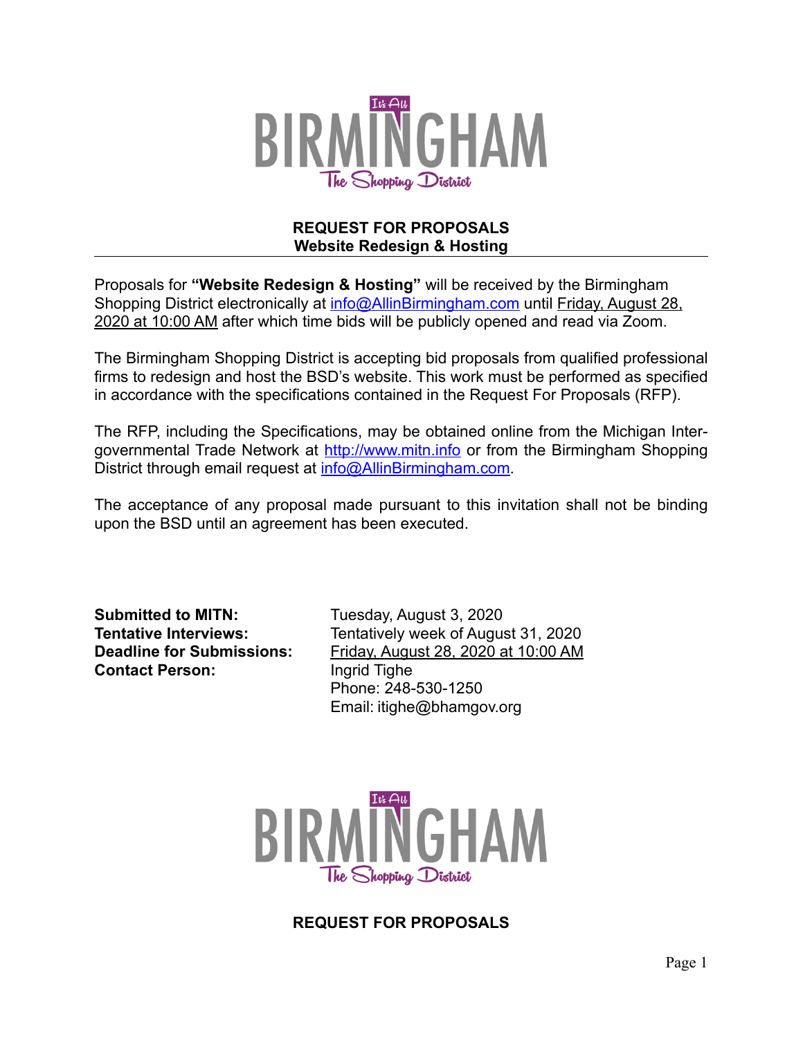# REQUEST FOR PROPOSALS
## Website Redesign & Hosting

Proposals for **"Website Redesign & Hosting"** will be received by the Birmingham Shopping District electronically at info@AllinBirmingham.com until Friday, August 28, 2020 at 10:00 AM after which time bids will be publicly opened and read via Zoom.

The Birmingham Shopping District is accepting bid proposals from qualified professional firms to redesign and host the BSD's website. This work must be performed as specified in accordance with the specifications contained in the Request For Proposals (RFP).

The RFP, including the Specifications, may be obtained online from the Michigan Inter-governmental Trade Network at http://www.mitn.info or from the Birmingham Shopping District through email request at info@AllinBirmingham.com.

The acceptance of any proposal made pursuant to this invitation shall not be binding upon the BSD until an agreement has been executed.

**Submitted to MITN:** Tuesday, August 3, 2020
**Tentative Interviews:** Tentatively week of August 31, 2020
**Deadline for Submissions:** Friday, August 28, 2020 at 10:00 AM
**Contact Person:** Ingrid Tighe
Phone: 248-530-1250
Email: itighe@bhamgov.org

# REQUEST FOR PROPOSALS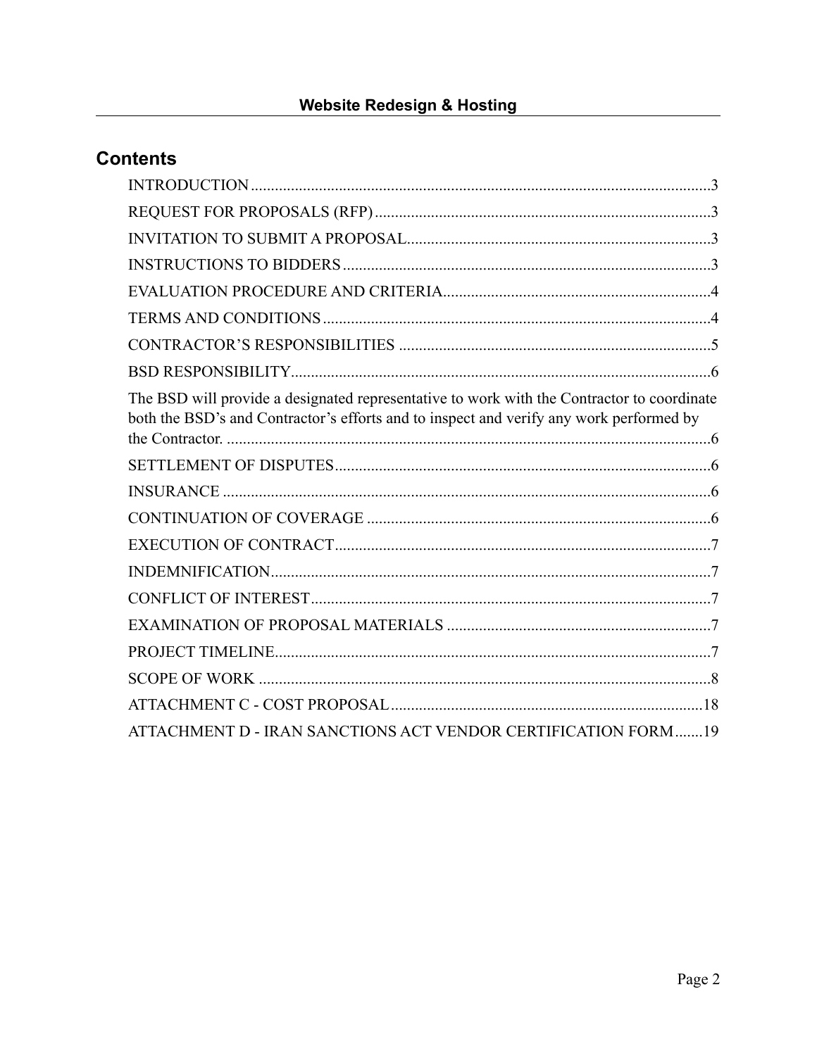## Contents

INTRODUCTION ... 3

REQUEST FOR PROPOSALS (RFP) ... 3

INVITATION TO SUBMIT A PROPOSAL ... 3

INSTRUCTIONS TO BIDDERS ... 3

EVALUATION PROCEDURE AND CRITERIA ... 4

TERMS AND CONDITIONS ... 4

CONTRACTOR'S RESPONSIBILITIES ... 5

BSD RESPONSIBILITY ... 6

The BSD will provide a designated representative to work with the Contractor to coordinate both the BSD's and Contractor's efforts and to inspect and verify any work performed by the Contractor. ... 6

SETTLEMENT OF DISPUTES ... 6

INSURANCE ... 6

CONTINUATION OF COVERAGE ... 6

EXECUTION OF CONTRACT ... 7

INDEMNIFICATION ... 7

CONFLICT OF INTEREST ... 7

EXAMINATION OF PROPOSAL MATERIALS ... 7

PROJECT TIMELINE ... 7

SCOPE OF WORK ... 8

ATTACHMENT C - COST PROPOSAL ... 18

ATTACHMENT D - IRAN SANCTIONS ACT VENDOR CERTIFICATION FORM ... 19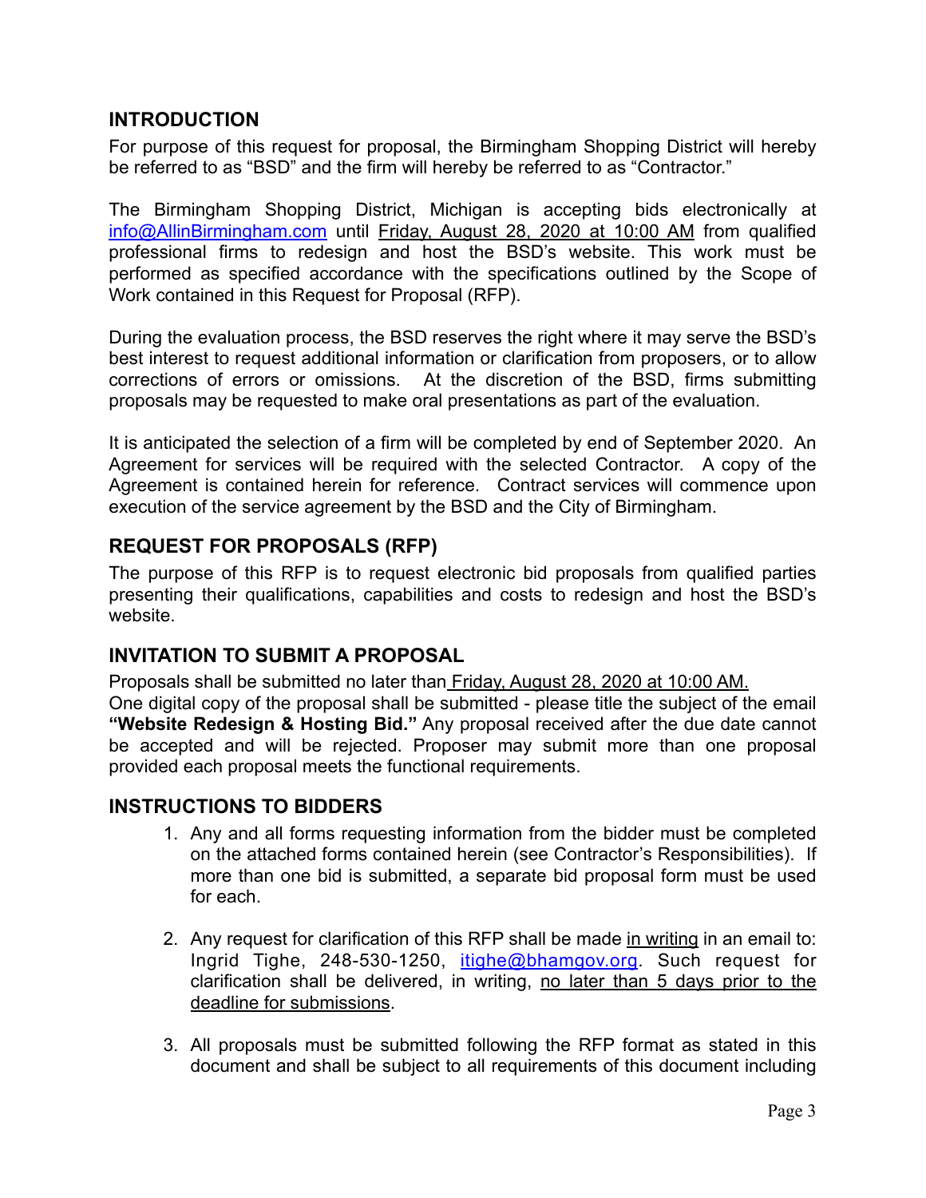## INTRODUCTION

For purpose of this request for proposal, the Birmingham Shopping District will hereby be referred to as "BSD" and the firm will hereby be referred to as "Contractor."

The Birmingham Shopping District, Michigan is accepting bids electronically at info@AllinBirmingham.com until Friday, August 28, 2020 at 10:00 AM from qualified professional firms to redesign and host the BSD's website. This work must be performed as specified accordance with the specifications outlined by the Scope of Work contained in this Request for Proposal (RFP).

During the evaluation process, the BSD reserves the right where it may serve the BSD's best interest to request additional information or clarification from proposers, or to allow corrections of errors or omissions. At the discretion of the BSD, firms submitting proposals may be requested to make oral presentations as part of the evaluation.

It is anticipated the selection of a firm will be completed by end of September 2020. An Agreement for services will be required with the selected Contractor. A copy of the Agreement is contained herein for reference. Contract services will commence upon execution of the service agreement by the BSD and the City of Birmingham.

## REQUEST FOR PROPOSALS (RFP)

The purpose of this RFP is to request electronic bid proposals from qualified parties presenting their qualifications, capabilities and costs to redesign and host the BSD's website.

## INVITATION TO SUBMIT A PROPOSAL

Proposals shall be submitted no later than Friday, August 28, 2020 at 10:00 AM.
One digital copy of the proposal shall be submitted - please title the subject of the email **"Website Redesign & Hosting Bid."** Any proposal received after the due date cannot be accepted and will be rejected. Proposer may submit more than one proposal provided each proposal meets the functional requirements.

## INSTRUCTIONS TO BIDDERS

1. Any and all forms requesting information from the bidder must be completed on the attached forms contained herein (see Contractor's Responsibilities). If more than one bid is submitted, a separate bid proposal form must be used for each.

2. Any request for clarification of this RFP shall be made in writing in an email to: Ingrid Tighe, 248-530-1250, itighe@bhamgov.org. Such request for clarification shall be delivered, in writing, no later than 5 days prior to the deadline for submissions.

3. All proposals must be submitted following the RFP format as stated in this document and shall be subject to all requirements of this document including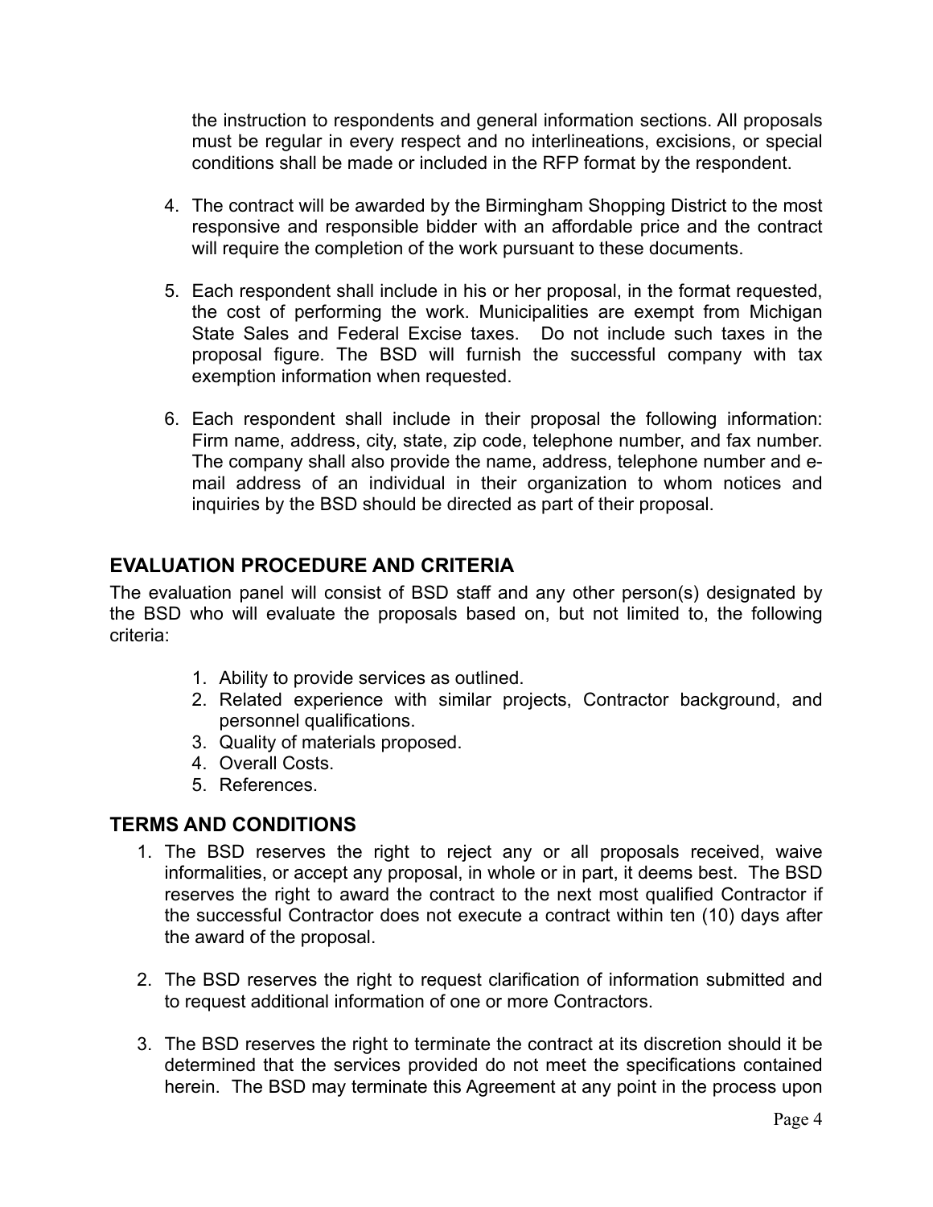the instruction to respondents and general information sections. All proposals must be regular in every respect and no interlineations, excisions, or special conditions shall be made or included in the RFP format by the respondent.

4. The contract will be awarded by the Birmingham Shopping District to the most responsive and responsible bidder with an affordable price and the contract will require the completion of the work pursuant to these documents.

5. Each respondent shall include in his or her proposal, in the format requested, the cost of performing the work. Municipalities are exempt from Michigan State Sales and Federal Excise taxes. Do not include such taxes in the proposal figure. The BSD will furnish the successful company with tax exemption information when requested.

6. Each respondent shall include in their proposal the following information: Firm name, address, city, state, zip code, telephone number, and fax number. The company shall also provide the name, address, telephone number and e-mail address of an individual in their organization to whom notices and inquiries by the BSD should be directed as part of their proposal.

## EVALUATION PROCEDURE AND CRITERIA

The evaluation panel will consist of BSD staff and any other person(s) designated by the BSD who will evaluate the proposals based on, but not limited to, the following criteria:

1. Ability to provide services as outlined.
2. Related experience with similar projects, Contractor background, and personnel qualifications.
3. Quality of materials proposed.
4. Overall Costs.
5. References.

## TERMS AND CONDITIONS

1. The BSD reserves the right to reject any or all proposals received, waive informalities, or accept any proposal, in whole or in part, it deems best. The BSD reserves the right to award the contract to the next most qualified Contractor if the successful Contractor does not execute a contract within ten (10) days after the award of the proposal.

2. The BSD reserves the right to request clarification of information submitted and to request additional information of one or more Contractors.

3. The BSD reserves the right to terminate the contract at its discretion should it be determined that the services provided do not meet the specifications contained herein. The BSD may terminate this Agreement at any point in the process upon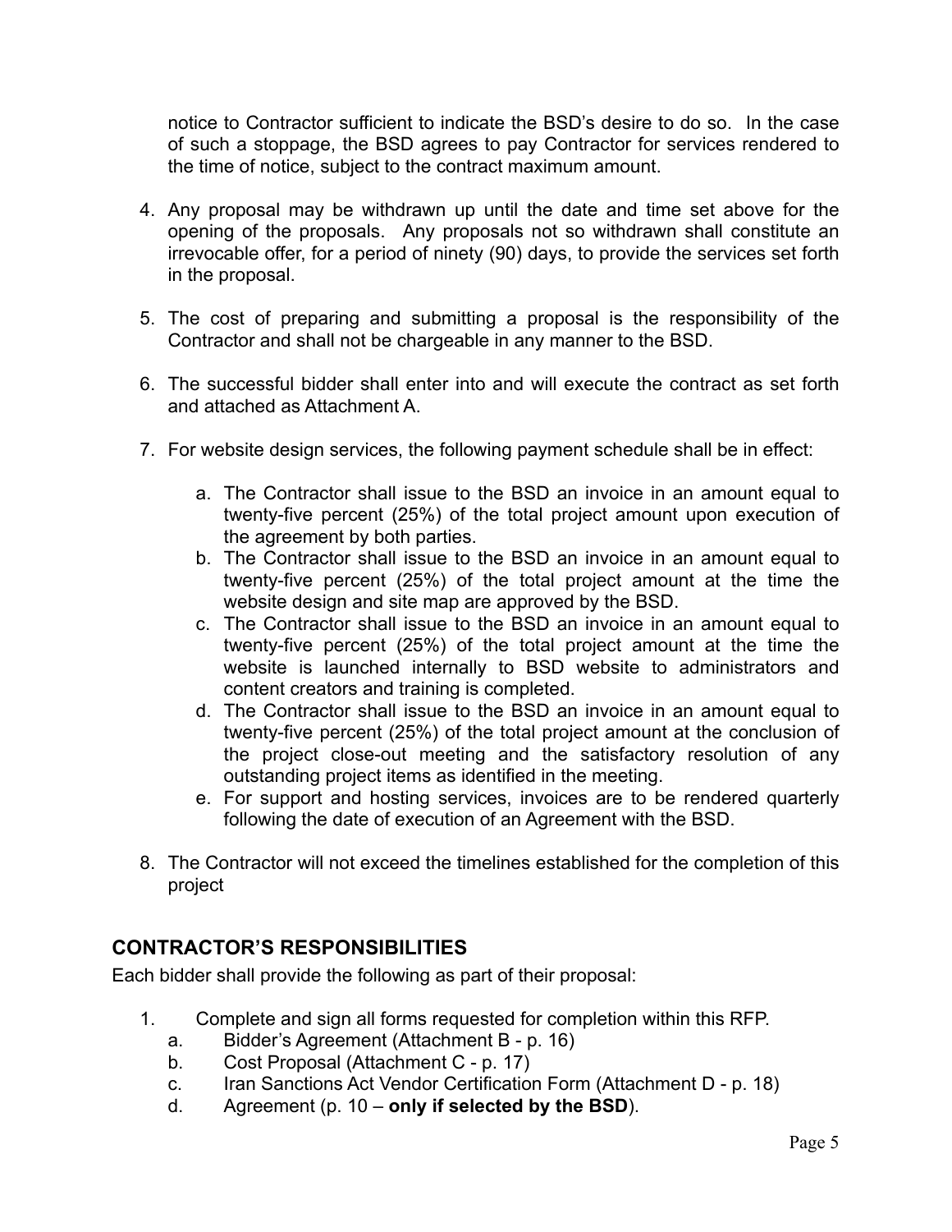notice to Contractor sufficient to indicate the BSD's desire to do so. In the case of such a stoppage, the BSD agrees to pay Contractor for services rendered to the time of notice, subject to the contract maximum amount.

4. Any proposal may be withdrawn up until the date and time set above for the opening of the proposals. Any proposals not so withdrawn shall constitute an irrevocable offer, for a period of ninety (90) days, to provide the services set forth in the proposal.

5. The cost of preparing and submitting a proposal is the responsibility of the Contractor and shall not be chargeable in any manner to the BSD.

6. The successful bidder shall enter into and will execute the contract as set forth and attached as Attachment A.

7. For website design services, the following payment schedule shall be in effect:

   a. The Contractor shall issue to the BSD an invoice in an amount equal to twenty-five percent (25%) of the total project amount upon execution of the agreement by both parties.
   b. The Contractor shall issue to the BSD an invoice in an amount equal to twenty-five percent (25%) of the total project amount at the time the website design and site map are approved by the BSD.
   c. The Contractor shall issue to the BSD an invoice in an amount equal to twenty-five percent (25%) of the total project amount at the time the website is launched internally to BSD website to administrators and content creators and training is completed.
   d. The Contractor shall issue to the BSD an invoice in an amount equal to twenty-five percent (25%) of the total project amount at the conclusion of the project close-out meeting and the satisfactory resolution of any outstanding project items as identified in the meeting.
   e. For support and hosting services, invoices are to be rendered quarterly following the date of execution of an Agreement with the BSD.

8. The Contractor will not exceed the timelines established for the completion of this project

## CONTRACTOR'S RESPONSIBILITIES

Each bidder shall provide the following as part of their proposal:

1. Complete and sign all forms requested for completion within this RFP.
   a. Bidder's Agreement (Attachment B - p. 16)
   b. Cost Proposal (Attachment C - p. 17)
   c. Iran Sanctions Act Vendor Certification Form (Attachment D - p. 18)
   d. Agreement (p. 10 – **only if selected by the BSD**).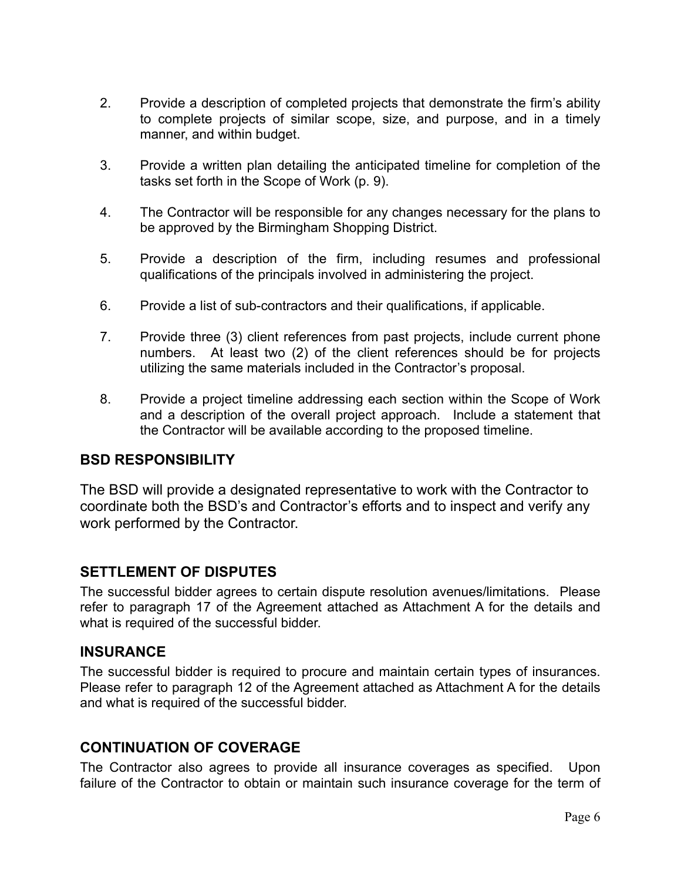2. Provide a description of completed projects that demonstrate the firm's ability to complete projects of similar scope, size, and purpose, and in a timely manner, and within budget.

3. Provide a written plan detailing the anticipated timeline for completion of the tasks set forth in the Scope of Work (p. 9).

4. The Contractor will be responsible for any changes necessary for the plans to be approved by the Birmingham Shopping District.

5. Provide a description of the firm, including resumes and professional qualifications of the principals involved in administering the project.

6. Provide a list of sub-contractors and their qualifications, if applicable.

7. Provide three (3) client references from past projects, include current phone numbers. At least two (2) of the client references should be for projects utilizing the same materials included in the Contractor's proposal.

8. Provide a project timeline addressing each section within the Scope of Work and a description of the overall project approach. Include a statement that the Contractor will be available according to the proposed timeline.

## BSD RESPONSIBILITY

The BSD will provide a designated representative to work with the Contractor to coordinate both the BSD's and Contractor's efforts and to inspect and verify any work performed by the Contractor.

## SETTLEMENT OF DISPUTES

The successful bidder agrees to certain dispute resolution avenues/limitations. Please refer to paragraph 17 of the Agreement attached as Attachment A for the details and what is required of the successful bidder.

## INSURANCE

The successful bidder is required to procure and maintain certain types of insurances. Please refer to paragraph 12 of the Agreement attached as Attachment A for the details and what is required of the successful bidder.

## CONTINUATION OF COVERAGE

The Contractor also agrees to provide all insurance coverages as specified. Upon failure of the Contractor to obtain or maintain such insurance coverage for the term of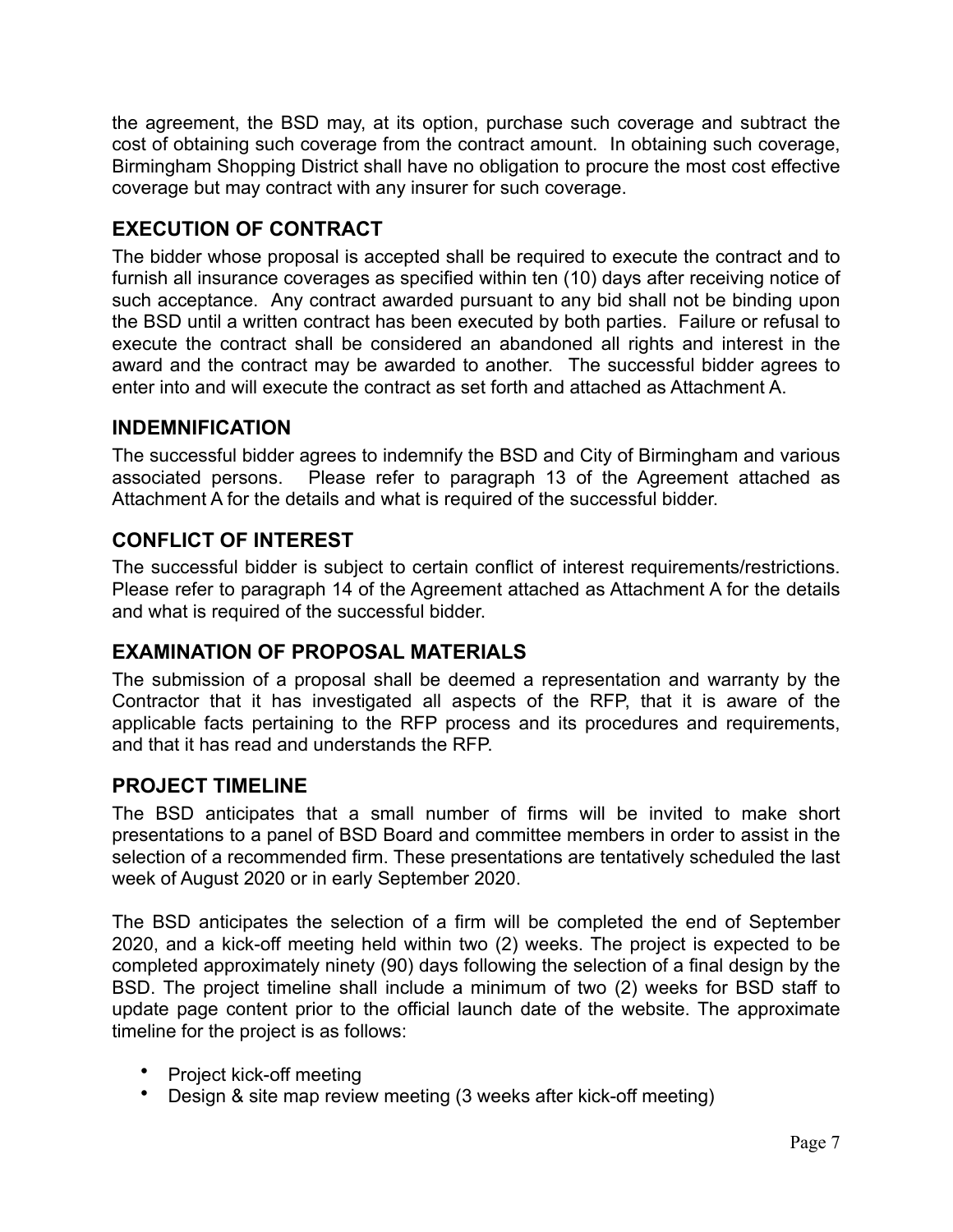the agreement, the BSD may, at its option, purchase such coverage and subtract the cost of obtaining such coverage from the contract amount. In obtaining such coverage, Birmingham Shopping District shall have no obligation to procure the most cost effective coverage but may contract with any insurer for such coverage.

## EXECUTION OF CONTRACT

The bidder whose proposal is accepted shall be required to execute the contract and to furnish all insurance coverages as specified within ten (10) days after receiving notice of such acceptance. Any contract awarded pursuant to any bid shall not be binding upon the BSD until a written contract has been executed by both parties. Failure or refusal to execute the contract shall be considered an abandoned all rights and interest in the award and the contract may be awarded to another. The successful bidder agrees to enter into and will execute the contract as set forth and attached as Attachment A.

## INDEMNIFICATION

The successful bidder agrees to indemnify the BSD and City of Birmingham and various associated persons. Please refer to paragraph 13 of the Agreement attached as Attachment A for the details and what is required of the successful bidder.

## CONFLICT OF INTEREST

The successful bidder is subject to certain conflict of interest requirements/restrictions. Please refer to paragraph 14 of the Agreement attached as Attachment A for the details and what is required of the successful bidder.

## EXAMINATION OF PROPOSAL MATERIALS

The submission of a proposal shall be deemed a representation and warranty by the Contractor that it has investigated all aspects of the RFP, that it is aware of the applicable facts pertaining to the RFP process and its procedures and requirements, and that it has read and understands the RFP.

## PROJECT TIMELINE

The BSD anticipates that a small number of firms will be invited to make short presentations to a panel of BSD Board and committee members in order to assist in the selection of a recommended firm. These presentations are tentatively scheduled the last week of August 2020 or in early September 2020.

The BSD anticipates the selection of a firm will be completed the end of September 2020, and a kick-off meeting held within two (2) weeks. The project is expected to be completed approximately ninety (90) days following the selection of a final design by the BSD. The project timeline shall include a minimum of two (2) weeks for BSD staff to update page content prior to the official launch date of the website. The approximate timeline for the project is as follows:

- Project kick-off meeting
- Design & site map review meeting (3 weeks after kick-off meeting)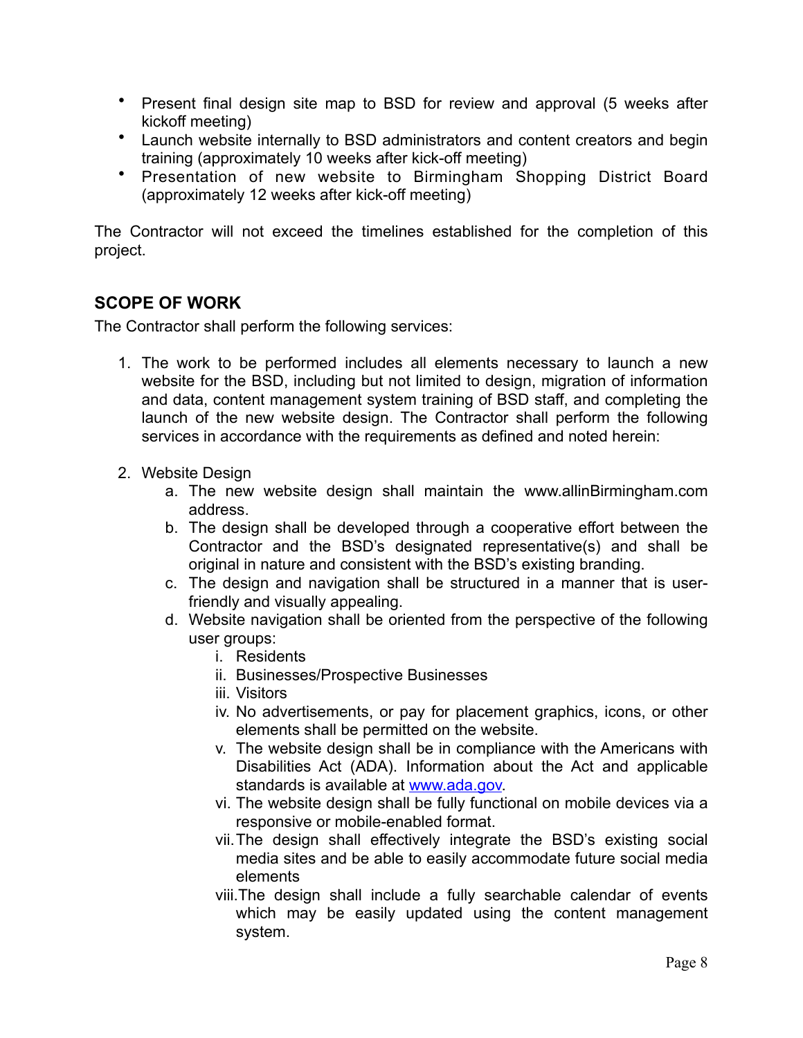- Present final design site map to BSD for review and approval (5 weeks after kickoff meeting)
- Launch website internally to BSD administrators and content creators and begin training (approximately 10 weeks after kick-off meeting)
- Presentation of new website to Birmingham Shopping District Board (approximately 12 weeks after kick-off meeting)

The Contractor will not exceed the timelines established for the completion of this project.

## SCOPE OF WORK

The Contractor shall perform the following services:

1. The work to be performed includes all elements necessary to launch a new website for the BSD, including but not limited to design, migration of information and data, content management system training of BSD staff, and completing the launch of the new website design. The Contractor shall perform the following services in accordance with the requirements as defined and noted herein:

2. Website Design
   a. The new website design shall maintain the www.allinBirmingham.com address.
   b. The design shall be developed through a cooperative effort between the Contractor and the BSD's designated representative(s) and shall be original in nature and consistent with the BSD's existing branding.
   c. The design and navigation shall be structured in a manner that is user-friendly and visually appealing.
   d. Website navigation shall be oriented from the perspective of the following user groups:
      i. Residents
      ii. Businesses/Prospective Businesses
      iii. Visitors
      iv. No advertisements, or pay for placement graphics, icons, or other elements shall be permitted on the website.
      v. The website design shall be in compliance with the Americans with Disabilities Act (ADA). Information about the Act and applicable standards is available at [www.ada.gov](http://www.ada.gov).
      vi. The website design shall be fully functional on mobile devices via a responsive or mobile-enabled format.
      vii. The design shall effectively integrate the BSD's existing social media sites and be able to easily accommodate future social media elements
      viii. The design shall include a fully searchable calendar of events which may be easily updated using the content management system.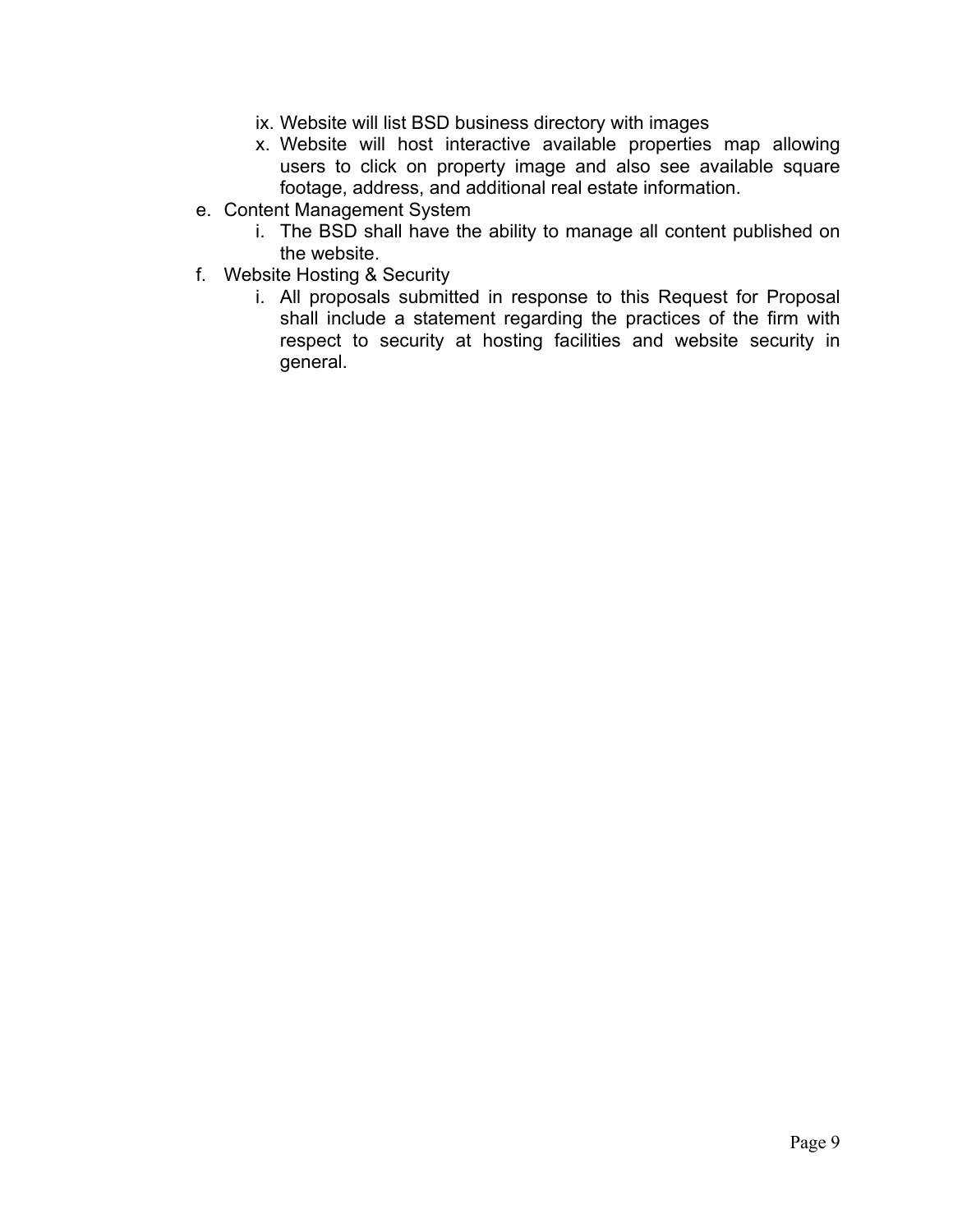ix. Website will list BSD business directory with images
   x. Website will host interactive available properties map allowing users to click on property image and also see available square footage, address, and additional real estate information.

e. Content Management System
   i. The BSD shall have the ability to manage all content published on the website.

f. Website Hosting & Security
   i. All proposals submitted in response to this Request for Proposal shall include a statement regarding the practices of the firm with respect to security at hosting facilities and website security in general.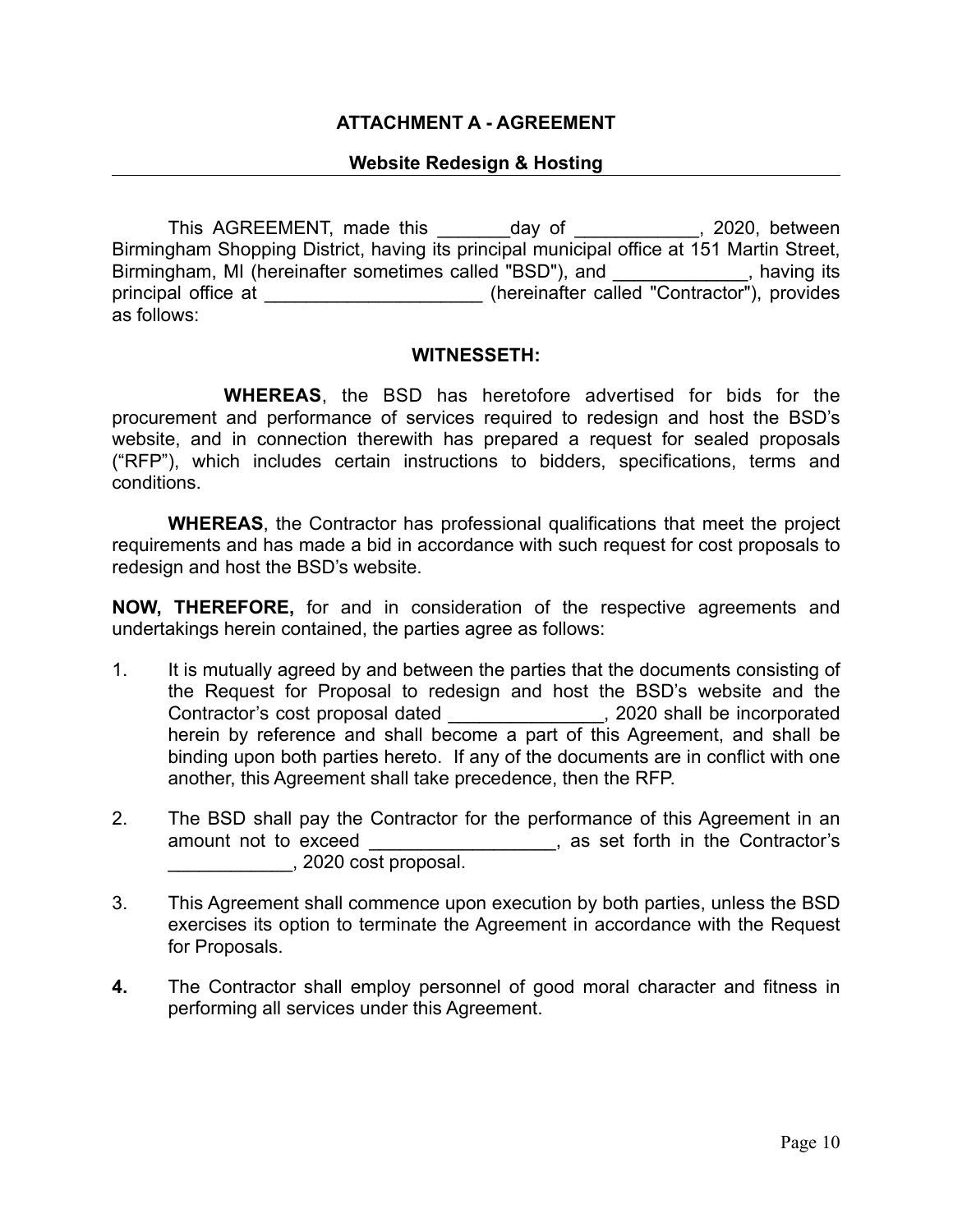## ATTACHMENT A - AGREEMENT

### Website Redesign & Hosting

This AGREEMENT, made this _______day of ____________, 2020, between Birmingham Shopping District, having its principal municipal office at 151 Martin Street, Birmingham, MI (hereinafter sometimes called "BSD"), and _____________, having its principal office at _____________________ (hereinafter called "Contractor"), provides as follows:

**WITNESSETH:**

**WHEREAS**, the BSD has heretofore advertised for bids for the procurement and performance of services required to redesign and host the BSD's website, and in connection therewith has prepared a request for sealed proposals ("RFP"), which includes certain instructions to bidders, specifications, terms and conditions.

**WHEREAS**, the Contractor has professional qualifications that meet the project requirements and has made a bid in accordance with such request for cost proposals to redesign and host the BSD's website.

**NOW, THEREFORE,** for and in consideration of the respective agreements and undertakings herein contained, the parties agree as follows:

1. It is mutually agreed by and between the parties that the documents consisting of the Request for Proposal to redesign and host the BSD's website and the Contractor's cost proposal dated _______________, 2020 shall be incorporated herein by reference and shall become a part of this Agreement, and shall be binding upon both parties hereto. If any of the documents are in conflict with one another, this Agreement shall take precedence, then the RFP.

2. The BSD shall pay the Contractor for the performance of this Agreement in an amount not to exceed __________________, as set forth in the Contractor's ____________, 2020 cost proposal.

3. This Agreement shall commence upon execution by both parties, unless the BSD exercises its option to terminate the Agreement in accordance with the Request for Proposals.

**4.** The Contractor shall employ personnel of good moral character and fitness in performing all services under this Agreement.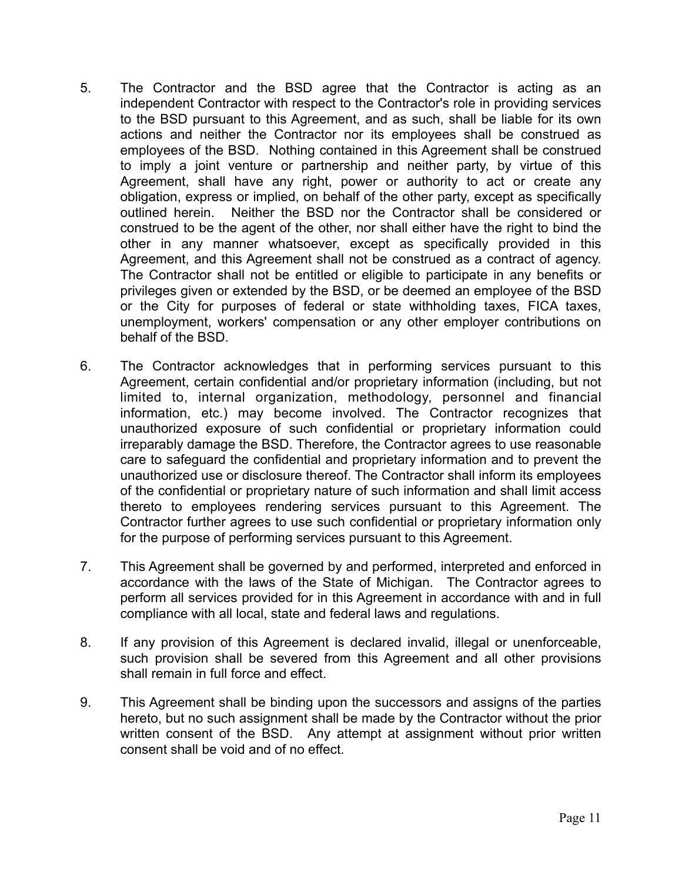5. The Contractor and the BSD agree that the Contractor is acting as an independent Contractor with respect to the Contractor's role in providing services to the BSD pursuant to this Agreement, and as such, shall be liable for its own actions and neither the Contractor nor its employees shall be construed as employees of the BSD. Nothing contained in this Agreement shall be construed to imply a joint venture or partnership and neither party, by virtue of this Agreement, shall have any right, power or authority to act or create any obligation, express or implied, on behalf of the other party, except as specifically outlined herein. Neither the BSD nor the Contractor shall be considered or construed to be the agent of the other, nor shall either have the right to bind the other in any manner whatsoever, except as specifically provided in this Agreement, and this Agreement shall not be construed as a contract of agency. The Contractor shall not be entitled or eligible to participate in any benefits or privileges given or extended by the BSD, or be deemed an employee of the BSD or the City for purposes of federal or state withholding taxes, FICA taxes, unemployment, workers' compensation or any other employer contributions on behalf of the BSD.

6. The Contractor acknowledges that in performing services pursuant to this Agreement, certain confidential and/or proprietary information (including, but not limited to, internal organization, methodology, personnel and financial information, etc.) may become involved. The Contractor recognizes that unauthorized exposure of such confidential or proprietary information could irreparably damage the BSD. Therefore, the Contractor agrees to use reasonable care to safeguard the confidential and proprietary information and to prevent the unauthorized use or disclosure thereof. The Contractor shall inform its employees of the confidential or proprietary nature of such information and shall limit access thereto to employees rendering services pursuant to this Agreement. The Contractor further agrees to use such confidential or proprietary information only for the purpose of performing services pursuant to this Agreement.

7. This Agreement shall be governed by and performed, interpreted and enforced in accordance with the laws of the State of Michigan. The Contractor agrees to perform all services provided for in this Agreement in accordance with and in full compliance with all local, state and federal laws and regulations.

8. If any provision of this Agreement is declared invalid, illegal or unenforceable, such provision shall be severed from this Agreement and all other provisions shall remain in full force and effect.

9. This Agreement shall be binding upon the successors and assigns of the parties hereto, but no such assignment shall be made by the Contractor without the prior written consent of the BSD. Any attempt at assignment without prior written consent shall be void and of no effect.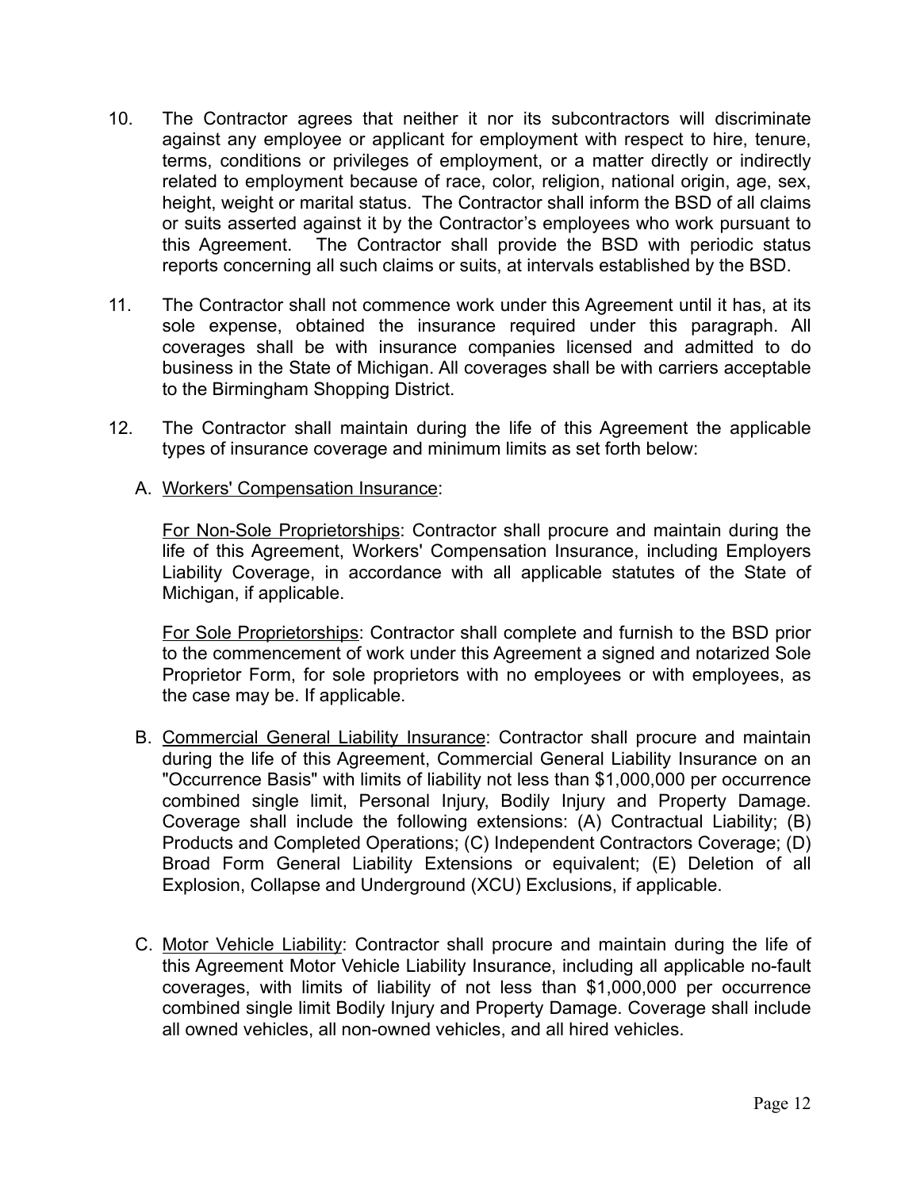10. The Contractor agrees that neither it nor its subcontractors will discriminate against any employee or applicant for employment with respect to hire, tenure, terms, conditions or privileges of employment, or a matter directly or indirectly related to employment because of race, color, religion, national origin, age, sex, height, weight or marital status. The Contractor shall inform the BSD of all claims or suits asserted against it by the Contractor's employees who work pursuant to this Agreement. The Contractor shall provide the BSD with periodic status reports concerning all such claims or suits, at intervals established by the BSD.

11. The Contractor shall not commence work under this Agreement until it has, at its sole expense, obtained the insurance required under this paragraph. All coverages shall be with insurance companies licensed and admitted to do business in the State of Michigan. All coverages shall be with carriers acceptable to the Birmingham Shopping District.

12. The Contractor shall maintain during the life of this Agreement the applicable types of insurance coverage and minimum limits as set forth below:

   A. Workers' Compensation Insurance:

      For Non-Sole Proprietorships: Contractor shall procure and maintain during the life of this Agreement, Workers' Compensation Insurance, including Employers Liability Coverage, in accordance with all applicable statutes of the State of Michigan, if applicable.

      For Sole Proprietorships: Contractor shall complete and furnish to the BSD prior to the commencement of work under this Agreement a signed and notarized Sole Proprietor Form, for sole proprietors with no employees or with employees, as the case may be. If applicable.

   B. Commercial General Liability Insurance: Contractor shall procure and maintain during the life of this Agreement, Commercial General Liability Insurance on an "Occurrence Basis" with limits of liability not less than $1,000,000 per occurrence combined single limit, Personal Injury, Bodily Injury and Property Damage. Coverage shall include the following extensions: (A) Contractual Liability; (B) Products and Completed Operations; (C) Independent Contractors Coverage; (D) Broad Form General Liability Extensions or equivalent; (E) Deletion of all Explosion, Collapse and Underground (XCU) Exclusions, if applicable.

   C. Motor Vehicle Liability: Contractor shall procure and maintain during the life of this Agreement Motor Vehicle Liability Insurance, including all applicable no-fault coverages, with limits of liability of not less than $1,000,000 per occurrence combined single limit Bodily Injury and Property Damage. Coverage shall include all owned vehicles, all non-owned vehicles, and all hired vehicles.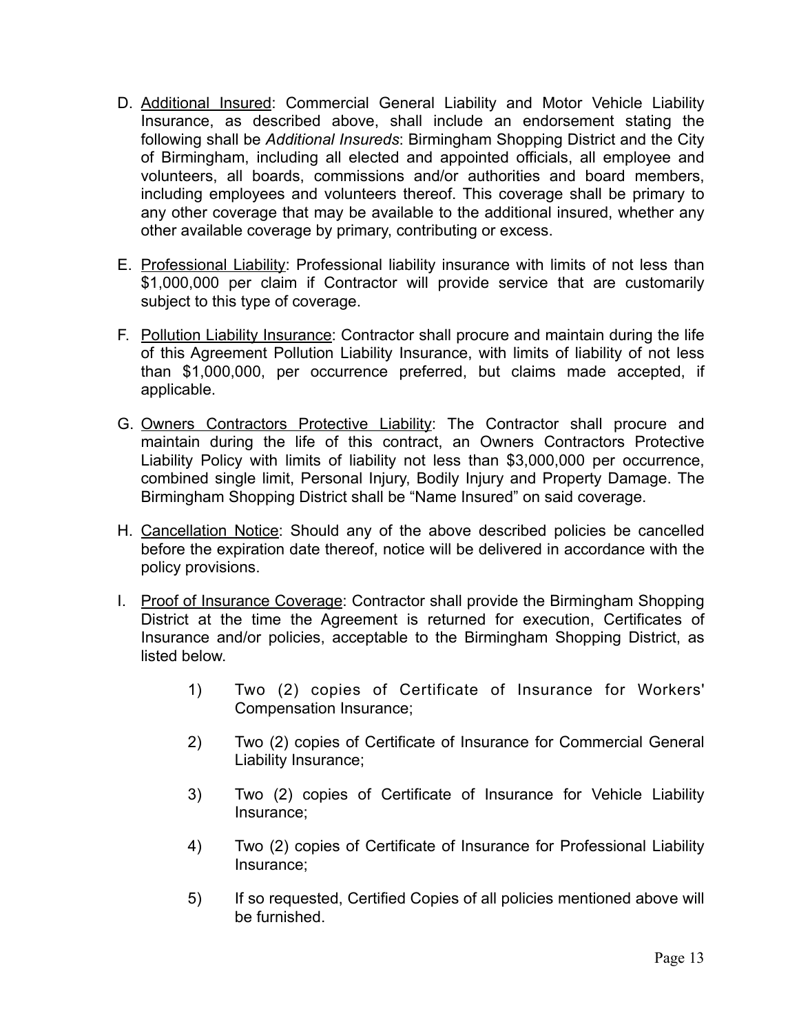D. Additional Insured: Commercial General Liability and Motor Vehicle Liability Insurance, as described above, shall include an endorsement stating the following shall be *Additional Insureds*: Birmingham Shopping District and the City of Birmingham, including all elected and appointed officials, all employee and volunteers, all boards, commissions and/or authorities and board members, including employees and volunteers thereof. This coverage shall be primary to any other coverage that may be available to the additional insured, whether any other available coverage by primary, contributing or excess.

E. Professional Liability: Professional liability insurance with limits of not less than $1,000,000 per claim if Contractor will provide service that are customarily subject to this type of coverage.

F. Pollution Liability Insurance: Contractor shall procure and maintain during the life of this Agreement Pollution Liability Insurance, with limits of liability of not less than $1,000,000, per occurrence preferred, but claims made accepted, if applicable.

G. Owners Contractors Protective Liability: The Contractor shall procure and maintain during the life of this contract, an Owners Contractors Protective Liability Policy with limits of liability not less than $3,000,000 per occurrence, combined single limit, Personal Injury, Bodily Injury and Property Damage. The Birmingham Shopping District shall be "Name Insured" on said coverage.

H. Cancellation Notice: Should any of the above described policies be cancelled before the expiration date thereof, notice will be delivered in accordance with the policy provisions.

I. Proof of Insurance Coverage: Contractor shall provide the Birmingham Shopping District at the time the Agreement is returned for execution, Certificates of Insurance and/or policies, acceptable to the Birmingham Shopping District, as listed below.

   1) Two (2) copies of Certificate of Insurance for Workers' Compensation Insurance;

   2) Two (2) copies of Certificate of Insurance for Commercial General Liability Insurance;

   3) Two (2) copies of Certificate of Insurance for Vehicle Liability Insurance;

   4) Two (2) copies of Certificate of Insurance for Professional Liability Insurance;

   5) If so requested, Certified Copies of all policies mentioned above will be furnished.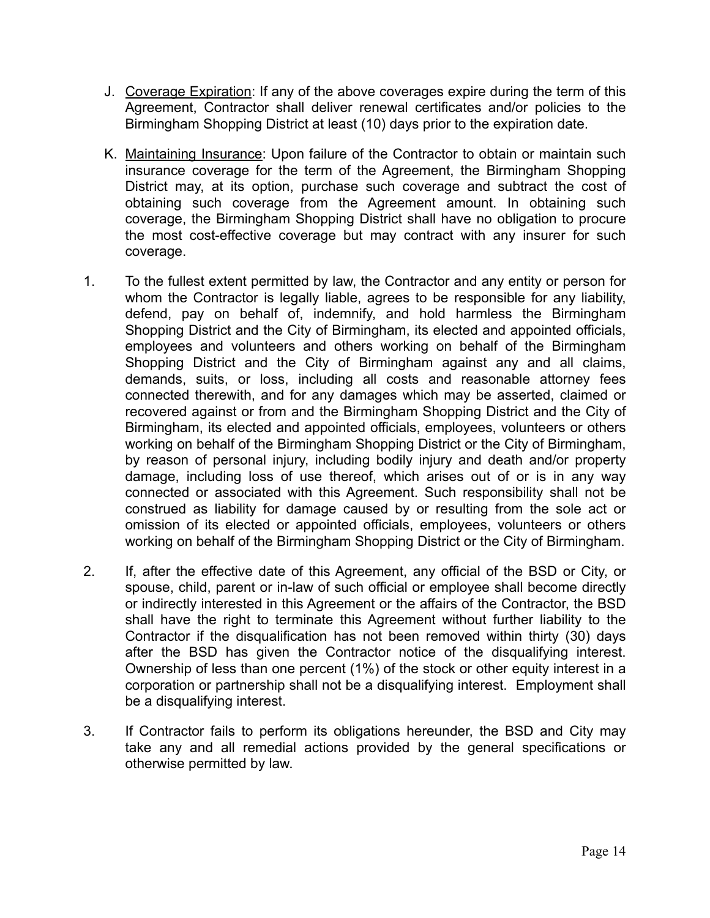J. <u>Coverage Expiration</u>: If any of the above coverages expire during the term of this Agreement, Contractor shall deliver renewal certificates and/or policies to the Birmingham Shopping District at least (10) days prior to the expiration date.

K. <u>Maintaining Insurance</u>: Upon failure of the Contractor to obtain or maintain such insurance coverage for the term of the Agreement, the Birmingham Shopping District may, at its option, purchase such coverage and subtract the cost of obtaining such coverage from the Agreement amount. In obtaining such coverage, the Birmingham Shopping District shall have no obligation to procure the most cost-effective coverage but may contract with any insurer for such coverage.

1. To the fullest extent permitted by law, the Contractor and any entity or person for whom the Contractor is legally liable, agrees to be responsible for any liability, defend, pay on behalf of, indemnify, and hold harmless the Birmingham Shopping District and the City of Birmingham, its elected and appointed officials, employees and volunteers and others working on behalf of the Birmingham Shopping District and the City of Birmingham against any and all claims, demands, suits, or loss, including all costs and reasonable attorney fees connected therewith, and for any damages which may be asserted, claimed or recovered against or from and the Birmingham Shopping District and the City of Birmingham, its elected and appointed officials, employees, volunteers or others working on behalf of the Birmingham Shopping District or the City of Birmingham, by reason of personal injury, including bodily injury and death and/or property damage, including loss of use thereof, which arises out of or is in any way connected or associated with this Agreement. Such responsibility shall not be construed as liability for damage caused by or resulting from the sole act or omission of its elected or appointed officials, employees, volunteers or others working on behalf of the Birmingham Shopping District or the City of Birmingham.

2. If, after the effective date of this Agreement, any official of the BSD or City, or spouse, child, parent or in-law of such official or employee shall become directly or indirectly interested in this Agreement or the affairs of the Contractor, the BSD shall have the right to terminate this Agreement without further liability to the Contractor if the disqualification has not been removed within thirty (30) days after the BSD has given the Contractor notice of the disqualifying interest. Ownership of less than one percent (1%) of the stock or other equity interest in a corporation or partnership shall not be a disqualifying interest. Employment shall be a disqualifying interest.

3. If Contractor fails to perform its obligations hereunder, the BSD and City may take any and all remedial actions provided by the general specifications or otherwise permitted by law.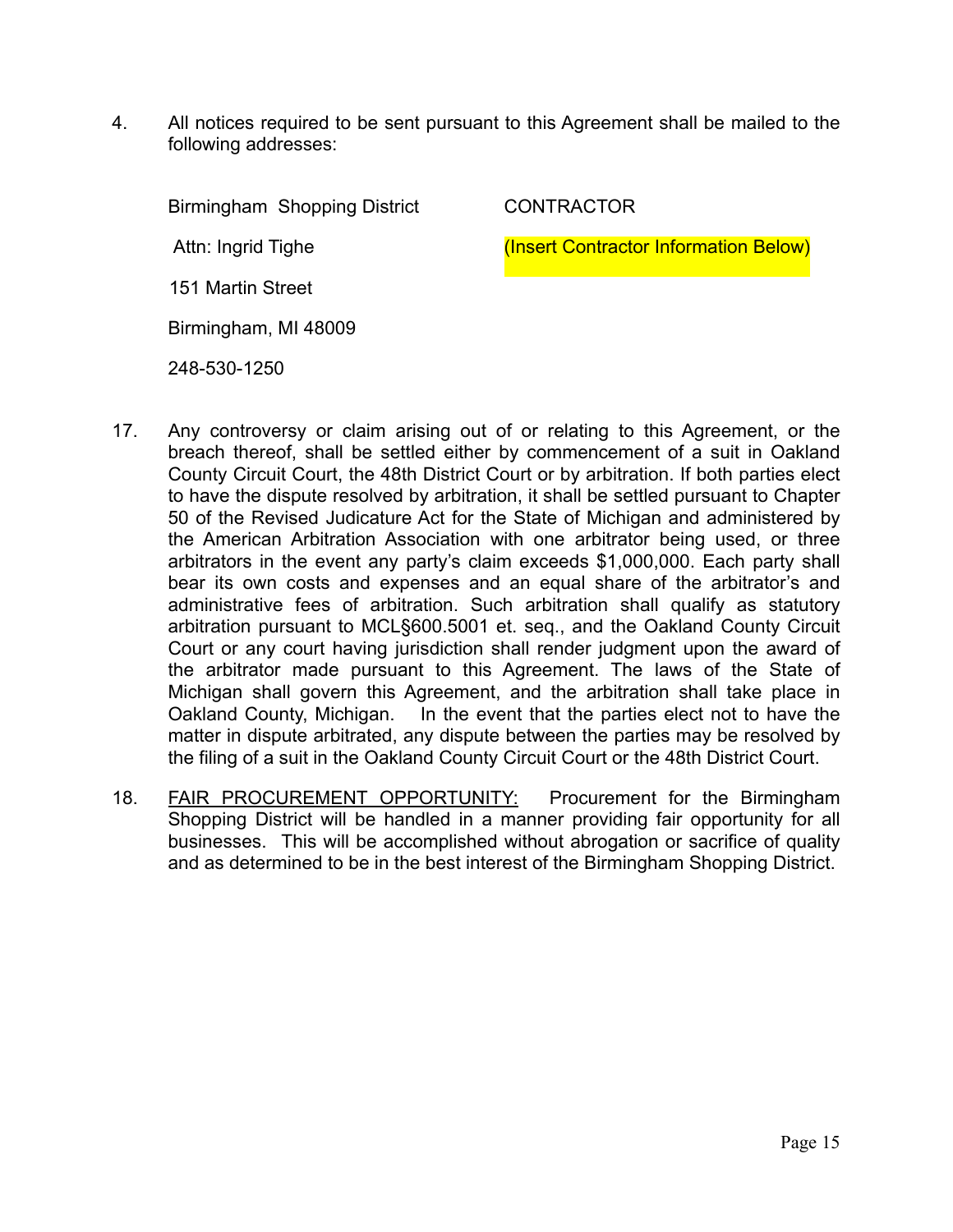4. All notices required to be sent pursuant to this Agreement shall be mailed to the following addresses:

| Birmingham Shopping District | CONTRACTOR |
| --- | --- |
| Attn: Ingrid Tighe | (Insert Contractor Information Below) |
| 151 Martin Street | |
| Birmingham, MI 48009 | |
| 248-530-1250 | |

17. Any controversy or claim arising out of or relating to this Agreement, or the breach thereof, shall be settled either by commencement of a suit in Oakland County Circuit Court, the 48th District Court or by arbitration. If both parties elect to have the dispute resolved by arbitration, it shall be settled pursuant to Chapter 50 of the Revised Judicature Act for the State of Michigan and administered by the American Arbitration Association with one arbitrator being used, or three arbitrators in the event any party's claim exceeds $1,000,000. Each party shall bear its own costs and expenses and an equal share of the arbitrator's and administrative fees of arbitration. Such arbitration shall qualify as statutory arbitration pursuant to MCL§600.5001 et. seq., and the Oakland County Circuit Court or any court having jurisdiction shall render judgment upon the award of the arbitrator made pursuant to this Agreement. The laws of the State of Michigan shall govern this Agreement, and the arbitration shall take place in Oakland County, Michigan. In the event that the parties elect not to have the matter in dispute arbitrated, any dispute between the parties may be resolved by the filing of a suit in the Oakland County Circuit Court or the 48th District Court.

18. <u>FAIR PROCUREMENT OPPORTUNITY:</u> Procurement for the Birmingham Shopping District will be handled in a manner providing fair opportunity for all businesses. This will be accomplished without abrogation or sacrifice of quality and as determined to be in the best interest of the Birmingham Shopping District.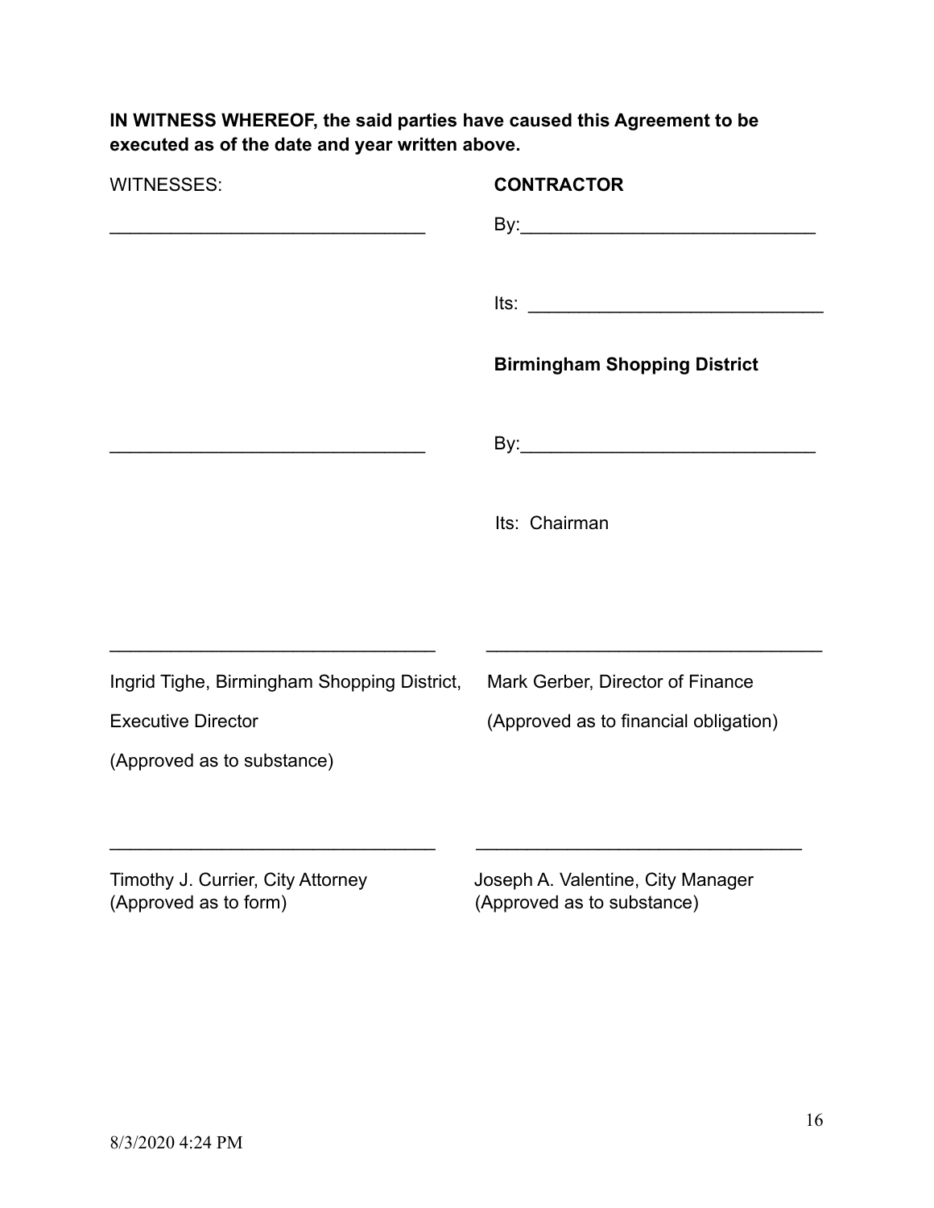**IN WITNESS WHEREOF, the said parties have caused this Agreement to be executed as of the date and year written above.**

| WITNESSES: | **CONTRACTOR** |
|---|---|
| ______________________________ | By:____________________________ |
| | Its: ____________________________ |
| | **Birmingham Shopping District** |
| ______________________________ | By:____________________________ |
| | Its: Chairman |

______________________________
Ingrid Tighe, Birmingham Shopping District, Executive Director
(Approved as to substance)

______________________________
Mark Gerber, Director of Finance
(Approved as to financial obligation)

______________________________
Timothy J. Currier, City Attorney
(Approved as to form)

______________________________
Joseph A. Valentine, City Manager
(Approved as to substance)

8/3/2020 4:24 PM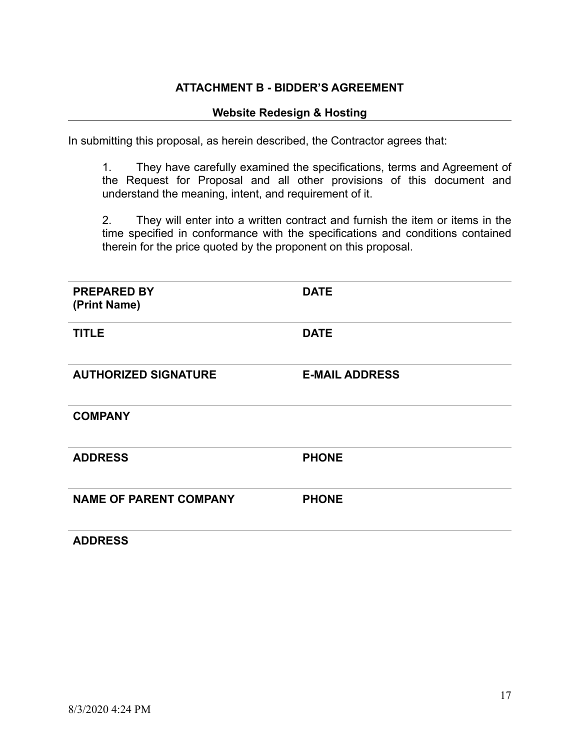### ATTACHMENT B - BIDDER'S AGREEMENT

#### Website Redesign & Hosting

In submitting this proposal, as herein described, the Contractor agrees that:

1. They have carefully examined the specifications, terms and Agreement of the Request for Proposal and all other provisions of this document and understand the meaning, intent, and requirement of it.

2. They will enter into a written contract and furnish the item or items in the time specified in conformance with the specifications and conditions contained therein for the price quoted by the proponent on this proposal.

| | |
|---|---|
| **PREPARED BY (Print Name)** | **DATE** |
| **TITLE** | **DATE** |
| **AUTHORIZED SIGNATURE** | **E-MAIL ADDRESS** |
| **COMPANY** | |
| **ADDRESS** | **PHONE** |
| **NAME OF PARENT COMPANY** | **PHONE** |
| **ADDRESS** | |

8/3/2020 4:24 PM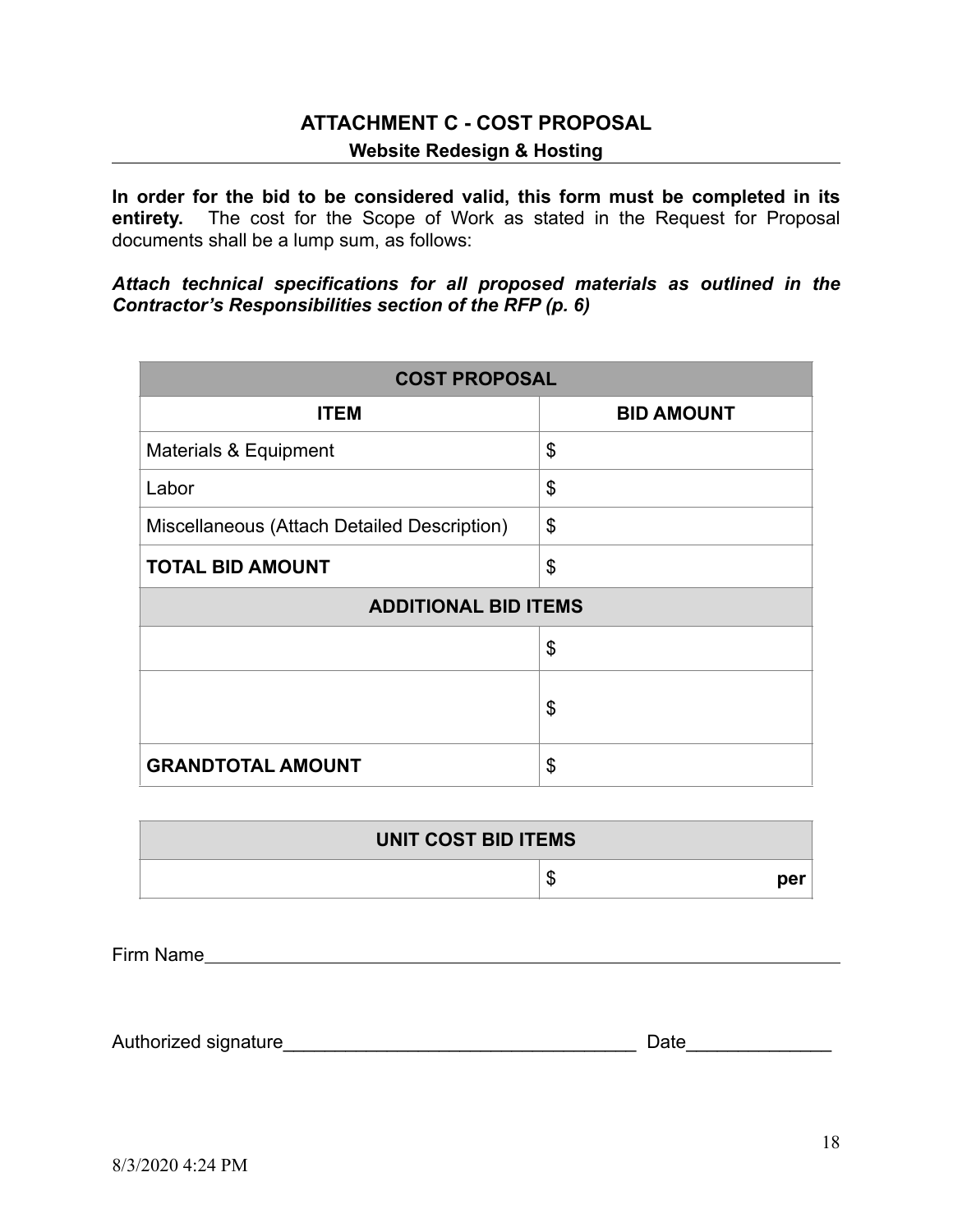# ATTACHMENT C - COST PROPOSAL

## Website Redesign & Hosting

**In order for the bid to be considered valid, this form must be completed in its entirety.** The cost for the Scope of Work as stated in the Request for Proposal documents shall be a lump sum, as follows:

***Attach technical specifications for all proposed materials as outlined in the Contractor's Responsibilities section of the RFP (p. 6)***

| COST PROPOSAL | |
|---|---|
| **ITEM** | **BID AMOUNT** |
| Materials & Equipment | $ |
| Labor | $ |
| Miscellaneous (Attach Detailed Description) | $ |
| **TOTAL BID AMOUNT** | $ |
| **ADDITIONAL BID ITEMS** | |
| | $ |
| | $ |
| **GRANDTOTAL AMOUNT** | $ |

| UNIT COST BID ITEMS | |
|---|---|
| | $ **per** |

Firm Name_______________________________________________________________

Authorized signature__________________________________ Date______________

8/3/2020 4:24 PM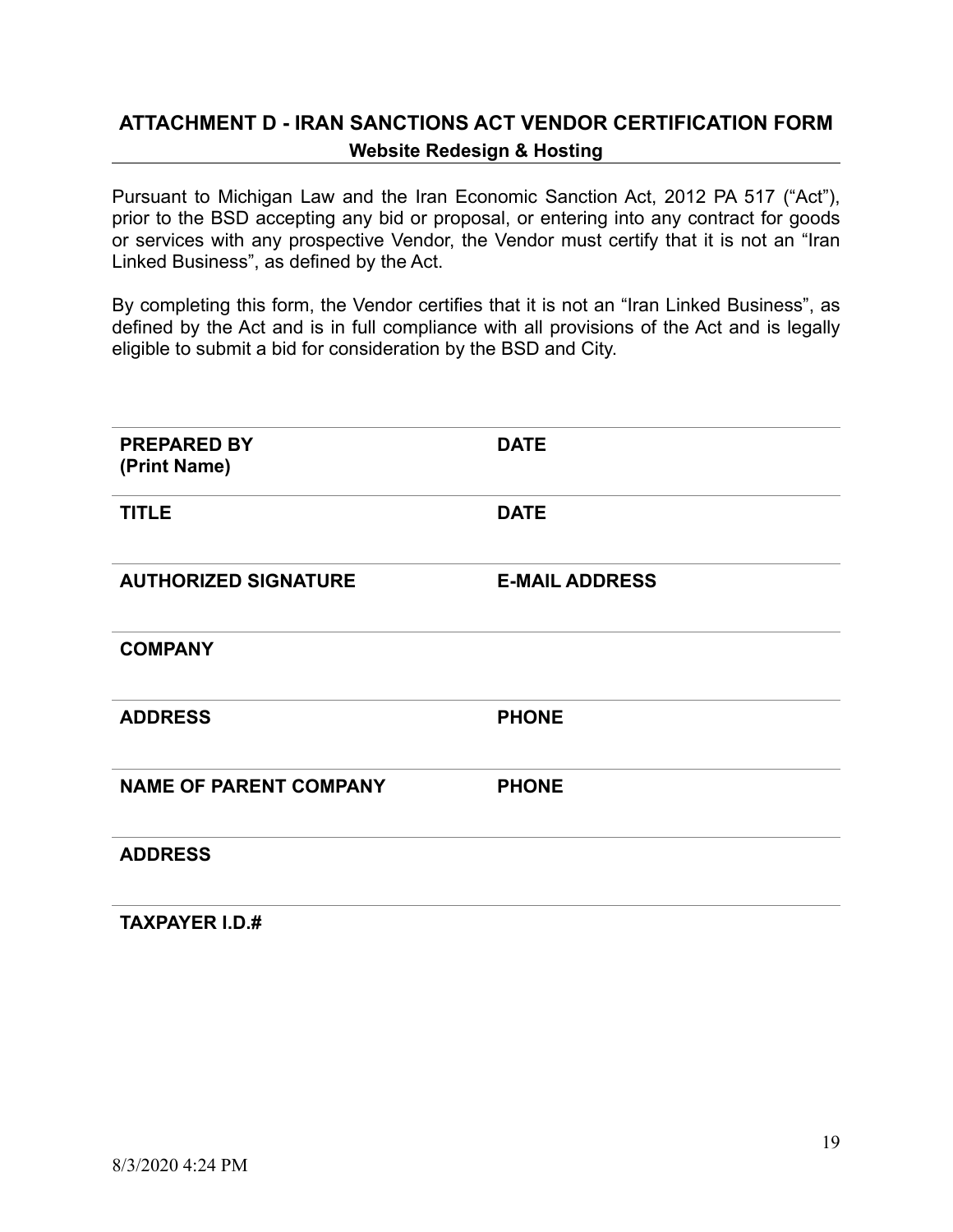## ATTACHMENT D - IRAN SANCTIONS ACT VENDOR CERTIFICATION FORM

**Website Redesign & Hosting**

Pursuant to Michigan Law and the Iran Economic Sanction Act, 2012 PA 517 ("Act"), prior to the BSD accepting any bid or proposal, or entering into any contract for goods or services with any prospective Vendor, the Vendor must certify that it is not an "Iran Linked Business", as defined by the Act.

By completing this form, the Vendor certifies that it is not an "Iran Linked Business", as defined by the Act and is in full compliance with all provisions of the Act and is legally eligible to submit a bid for consideration by the BSD and City.

| | |
|---|---|
| **PREPARED BY (Print Name)** | **DATE** |
| **TITLE** | **DATE** |
| **AUTHORIZED SIGNATURE** | **E-MAIL ADDRESS** |
| **COMPANY** | |
| **ADDRESS** | **PHONE** |
| **NAME OF PARENT COMPANY** | **PHONE** |
| **ADDRESS** | |
| **TAXPAYER I.D.#** | |

8/3/2020 4:24 PM